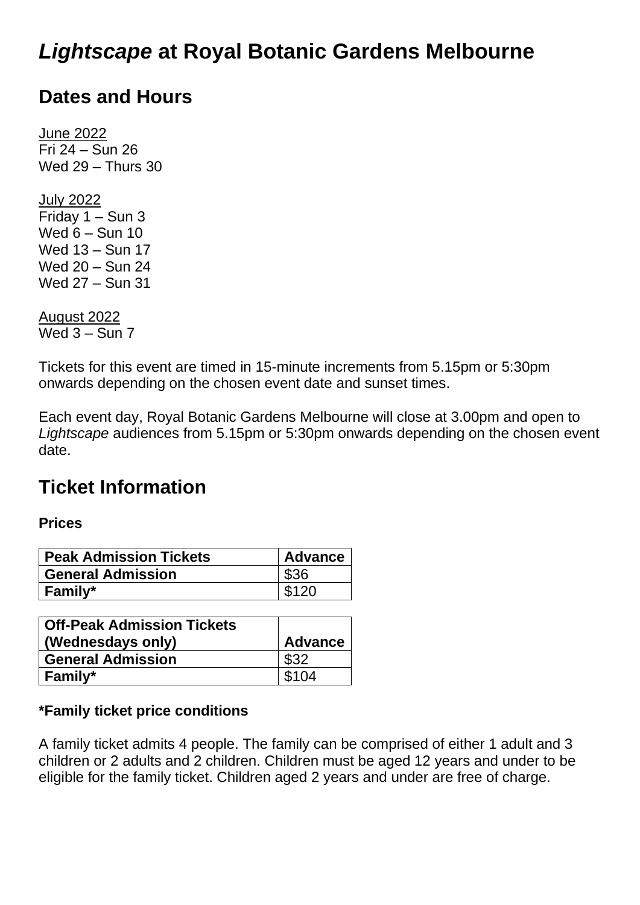# *Lightscape* at Royal Botanic Gardens Melbourne

## Dates and Hours

<u>June 2022</u>
Fri 24 – Sun 26
Wed 29 – Thurs 30

<u>July 2022</u>
Friday 1 – Sun 3
Wed 6 – Sun 10
Wed 13 – Sun 17
Wed 20 – Sun 24
Wed 27 – Sun 31

<u>August 2022</u>
Wed 3 – Sun 7

Tickets for this event are timed in 15-minute increments from 5.15pm or 5:30pm onwards depending on the chosen event date and sunset times.

Each event day, Royal Botanic Gardens Melbourne will close at 3.00pm and open to *Lightscape* audiences from 5.15pm or 5:30pm onwards depending on the chosen event date.

## Ticket Information

**Prices**

| **Peak Admission Tickets** | **Advance** |
|---|---|
| **General Admission** | $36 |
| **Family*** | $120 |

| **Off-Peak Admission Tickets (Wednesdays only)** | **Advance** |
|---|---|
| **General Admission** | $32 |
| **Family*** | $104 |

**\*Family ticket price conditions**

A family ticket admits 4 people. The family can be comprised of either 1 adult and 3 children or 2 adults and 2 children. Children must be aged 12 years and under to be eligible for the family ticket. Children aged 2 years and under are free of charge.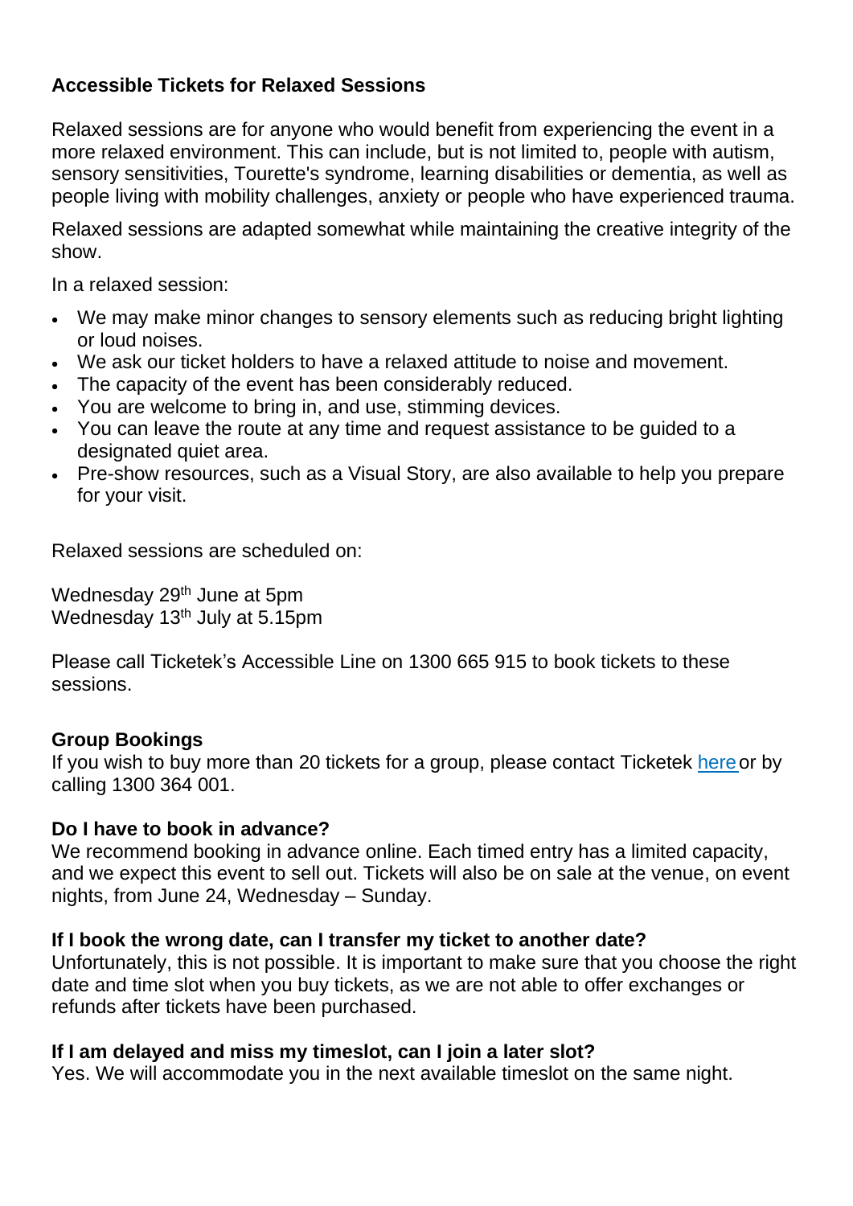**Accessible Tickets for Relaxed Sessions**

Relaxed sessions are for anyone who would benefit from experiencing the event in a more relaxed environment. This can include, but is not limited to, people with autism, sensory sensitivities, Tourette's syndrome, learning disabilities or dementia, as well as people living with mobility challenges, anxiety or people who have experienced trauma.

Relaxed sessions are adapted somewhat while maintaining the creative integrity of the show.

In a relaxed session:

- We may make minor changes to sensory elements such as reducing bright lighting or loud noises.
- We ask our ticket holders to have a relaxed attitude to noise and movement.
- The capacity of the event has been considerably reduced.
- You are welcome to bring in, and use, stimming devices.
- You can leave the route at any time and request assistance to be guided to a designated quiet area.
- Pre-show resources, such as a Visual Story, are also available to help you prepare for your visit.

Relaxed sessions are scheduled on:

Wednesday 29th June at 5pm
Wednesday 13th July at 5.15pm

Please call Ticketek's Accessible Line on 1300 665 915 to book tickets to these sessions.

**Group Bookings**
If you wish to buy more than 20 tickets for a group, please contact Ticketek here or by calling 1300 364 001.

**Do I have to book in advance?**
We recommend booking in advance online. Each timed entry has a limited capacity, and we expect this event to sell out. Tickets will also be on sale at the venue, on event nights, from June 24, Wednesday – Sunday.

**If I book the wrong date, can I transfer my ticket to another date?**
Unfortunately, this is not possible. It is important to make sure that you choose the right date and time slot when you buy tickets, as we are not able to offer exchanges or refunds after tickets have been purchased.

**If I am delayed and miss my timeslot, can I join a later slot?**
Yes. We will accommodate you in the next available timeslot on the same night.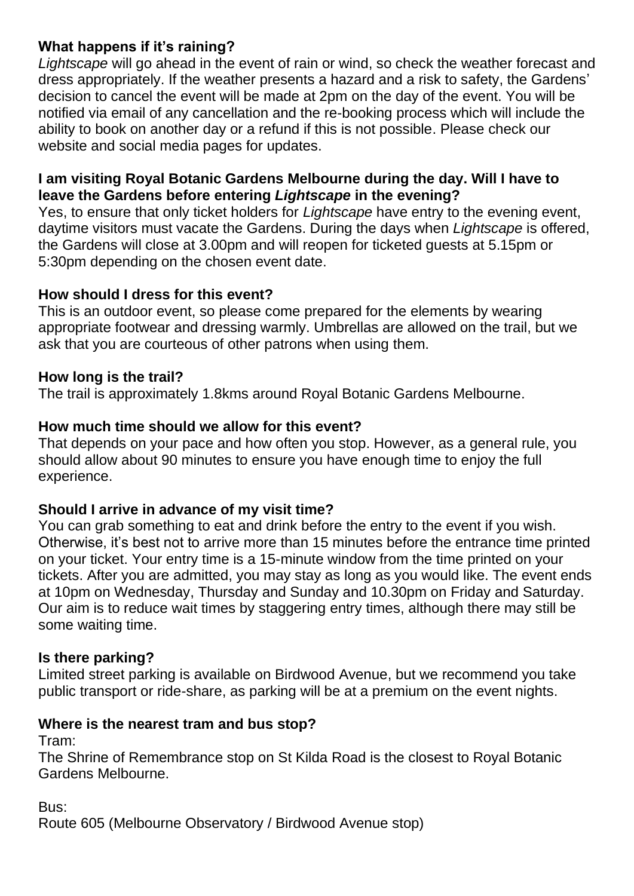**What happens if it's raining?**

*Lightscape* will go ahead in the event of rain or wind, so check the weather forecast and dress appropriately. If the weather presents a hazard and a risk to safety, the Gardens' decision to cancel the event will be made at 2pm on the day of the event. You will be notified via email of any cancellation and the re-booking process which will include the ability to book on another day or a refund if this is not possible. Please check our website and social media pages for updates.

**I am visiting Royal Botanic Gardens Melbourne during the day. Will I have to leave the Gardens before entering *Lightscape* in the evening?**

Yes, to ensure that only ticket holders for *Lightscape* have entry to the evening event, daytime visitors must vacate the Gardens. During the days when *Lightscape* is offered, the Gardens will close at 3.00pm and will reopen for ticketed guests at 5.15pm or 5:30pm depending on the chosen event date.

**How should I dress for this event?**

This is an outdoor event, so please come prepared for the elements by wearing appropriate footwear and dressing warmly. Umbrellas are allowed on the trail, but we ask that you are courteous of other patrons when using them.

**How long is the trail?**

The trail is approximately 1.8kms around Royal Botanic Gardens Melbourne.

**How much time should we allow for this event?**

That depends on your pace and how often you stop. However, as a general rule, you should allow about 90 minutes to ensure you have enough time to enjoy the full experience.

**Should I arrive in advance of my visit time?**

You can grab something to eat and drink before the entry to the event if you wish. Otherwise, it's best not to arrive more than 15 minutes before the entrance time printed on your ticket. Your entry time is a 15-minute window from the time printed on your tickets. After you are admitted, you may stay as long as you would like. The event ends at 10pm on Wednesday, Thursday and Sunday and 10.30pm on Friday and Saturday. Our aim is to reduce wait times by staggering entry times, although there may still be some waiting time.

**Is there parking?**

Limited street parking is available on Birdwood Avenue, but we recommend you take public transport or ride-share, as parking will be at a premium on the event nights.

**Where is the nearest tram and bus stop?**

Tram:

The Shrine of Remembrance stop on St Kilda Road is the closest to Royal Botanic Gardens Melbourne.

Bus:

Route 605 (Melbourne Observatory / Birdwood Avenue stop)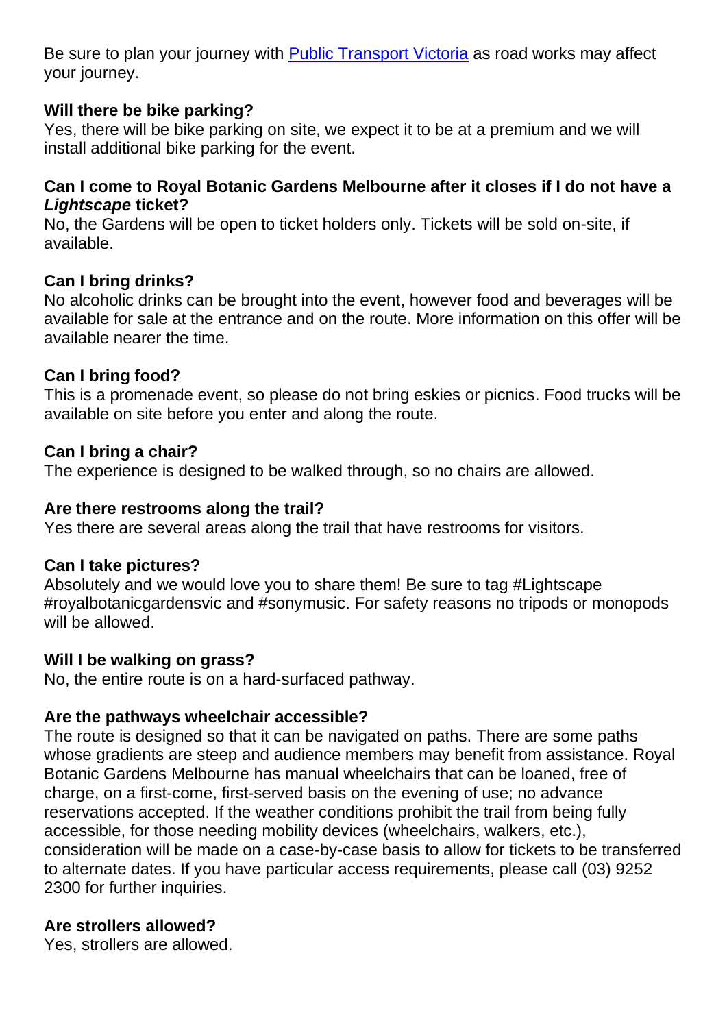Be sure to plan your journey with [Public Transport Victoria](https://www.ptv.vic.gov.au) as road works may affect your journey.

**Will there be bike parking?**
Yes, there will be bike parking on site, we expect it to be at a premium and we will install additional bike parking for the event.

**Can I come to Royal Botanic Gardens Melbourne after it closes if I do not have a *Lightscape* ticket?**
No, the Gardens will be open to ticket holders only. Tickets will be sold on-site, if available.

**Can I bring drinks?**
No alcoholic drinks can be brought into the event, however food and beverages will be available for sale at the entrance and on the route. More information on this offer will be available nearer the time.

**Can I bring food?**
This is a promenade event, so please do not bring eskies or picnics. Food trucks will be available on site before you enter and along the route.

**Can I bring a chair?**
The experience is designed to be walked through, so no chairs are allowed.

**Are there restrooms along the trail?**
Yes there are several areas along the trail that have restrooms for visitors.

**Can I take pictures?**
Absolutely and we would love you to share them! Be sure to tag #Lightscape #royalbotanicgardensvic and #sonymusic. For safety reasons no tripods or monopods will be allowed.

**Will I be walking on grass?**
No, the entire route is on a hard-surfaced pathway.

**Are the pathways wheelchair accessible?**
The route is designed so that it can be navigated on paths. There are some paths whose gradients are steep and audience members may benefit from assistance. Royal Botanic Gardens Melbourne has manual wheelchairs that can be loaned, free of charge, on a first-come, first-served basis on the evening of use; no advance reservations accepted. If the weather conditions prohibit the trail from being fully accessible, for those needing mobility devices (wheelchairs, walkers, etc.), consideration will be made on a case-by-case basis to allow for tickets to be transferred to alternate dates. If you have particular access requirements, please call (03) 9252 2300 for further inquiries.

**Are strollers allowed?**
Yes, strollers are allowed.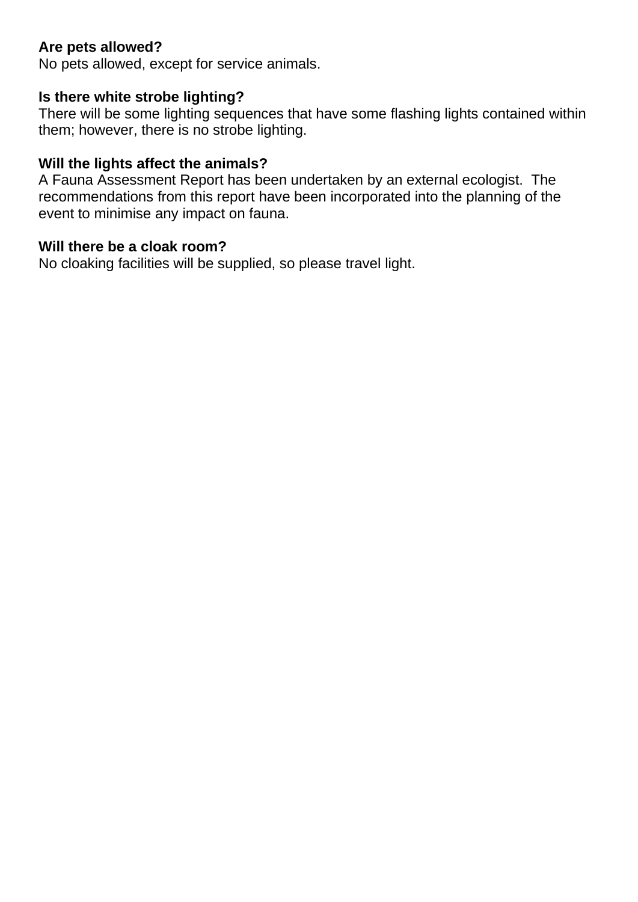**Are pets allowed?**
No pets allowed, except for service animals.

**Is there white strobe lighting?**
There will be some lighting sequences that have some flashing lights contained within them; however, there is no strobe lighting.

**Will the lights affect the animals?**
A Fauna Assessment Report has been undertaken by an external ecologist. The recommendations from this report have been incorporated into the planning of the event to minimise any impact on fauna.

**Will there be a cloak room?**
No cloaking facilities will be supplied, so please travel light.